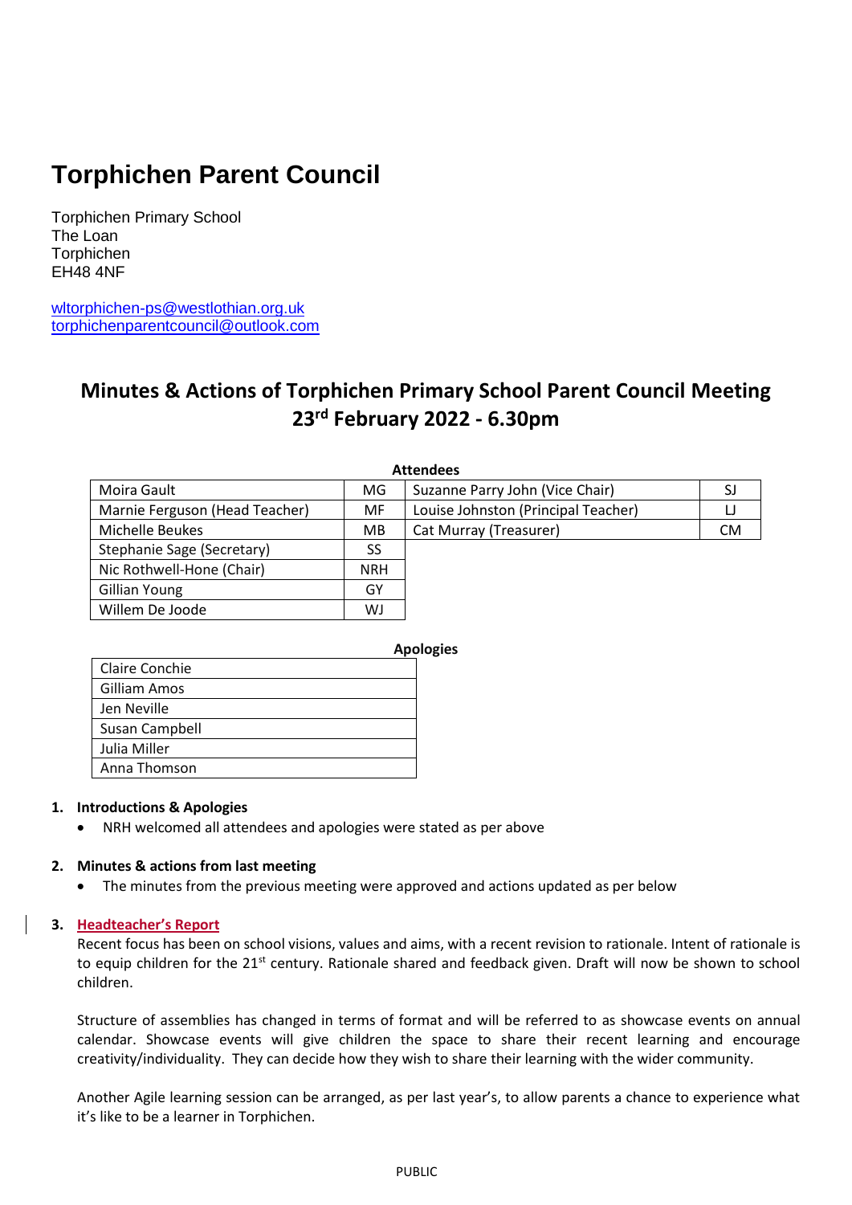# Torphichen Parent Council

Torphichen Primary School
The Loan
Torphichen
EH48 4NF

wltorphichen-ps@westlothian.org.uk
torphichenparentcouncil@outlook.com

## Minutes & Actions of Torphichen Primary School Parent Council Meeting 23rd February 2022 - 6.30pm

**Attendees**

| | | | |
|---|---|---|---|
| Moira Gault | MG | Suzanne Parry John (Vice Chair) | SJ |
| Marnie Ferguson (Head Teacher) | MF | Louise Johnston (Principal Teacher) | LJ |
| Michelle Beukes | MB | Cat Murray (Treasurer) | CM |
| Stephanie Sage (Secretary) | SS | | |
| Nic Rothwell-Hone (Chair) | NRH | | |
| Gillian Young | GY | | |
| Willem De Joode | WJ | | |

**Apologies**

| |
|---|
| Claire Conchie |
| Gilliam Amos |
| Jen Neville |
| Susan Campbell |
| Julia Miller |
| Anna Thomson |

### 1. Introductions & Apologies

- NRH welcomed all attendees and apologies were stated as per above

### 2. Minutes & actions from last meeting

- The minutes from the previous meeting were approved and actions updated as per below

### 3. Headteacher's Report

Recent focus has been on school visions, values and aims, with a recent revision to rationale. Intent of rationale is to equip children for the 21st century. Rationale shared and feedback given. Draft will now be shown to school children.

Structure of assemblies has changed in terms of format and will be referred to as showcase events on annual calendar. Showcase events will give children the space to share their recent learning and encourage creativity/individuality. They can decide how they wish to share their learning with the wider community.

Another Agile learning session can be arranged, as per last year's, to allow parents a chance to experience what it's like to be a learner in Torphichen.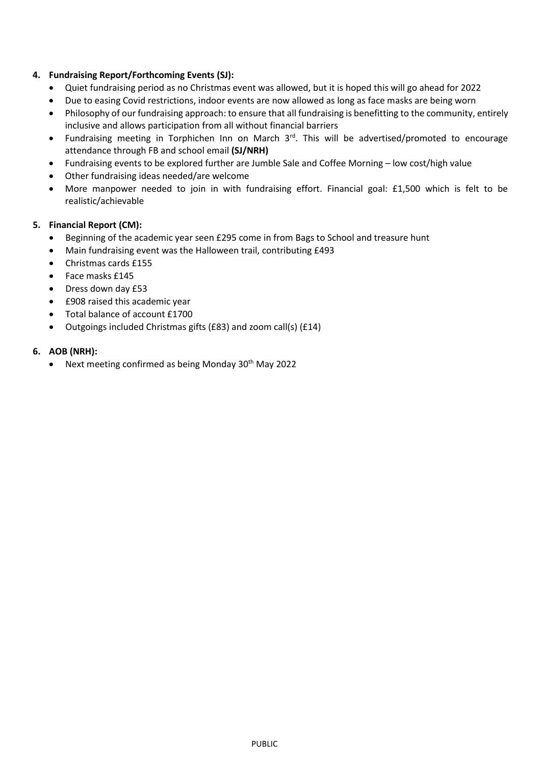4. **Fundraising Report/Forthcoming Events (SJ):**
   - Quiet fundraising period as no Christmas event was allowed, but it is hoped this will go ahead for 2022
   - Due to easing Covid restrictions, indoor events are now allowed as long as face masks are being worn
   - Philosophy of our fundraising approach: to ensure that all fundraising is benefitting to the community, entirely inclusive and allows participation from all without financial barriers
   - Fundraising meeting in Torphichen Inn on March 3rd. This will be advertised/promoted to encourage attendance through FB and school email **(SJ/NRH)**
   - Fundraising events to be explored further are Jumble Sale and Coffee Morning – low cost/high value
   - Other fundraising ideas needed/are welcome
   - More manpower needed to join in with fundraising effort. Financial goal: £1,500 which is felt to be realistic/achievable

5. **Financial Report (CM):**
   - Beginning of the academic year seen £295 come in from Bags to School and treasure hunt
   - Main fundraising event was the Halloween trail, contributing £493
   - Christmas cards £155
   - Face masks £145
   - Dress down day £53
   - £908 raised this academic year
   - Total balance of account £1700
   - Outgoings included Christmas gifts (£83) and zoom call(s) (£14)

6. **AOB (NRH):**
   - Next meeting confirmed as being Monday 30th May 2022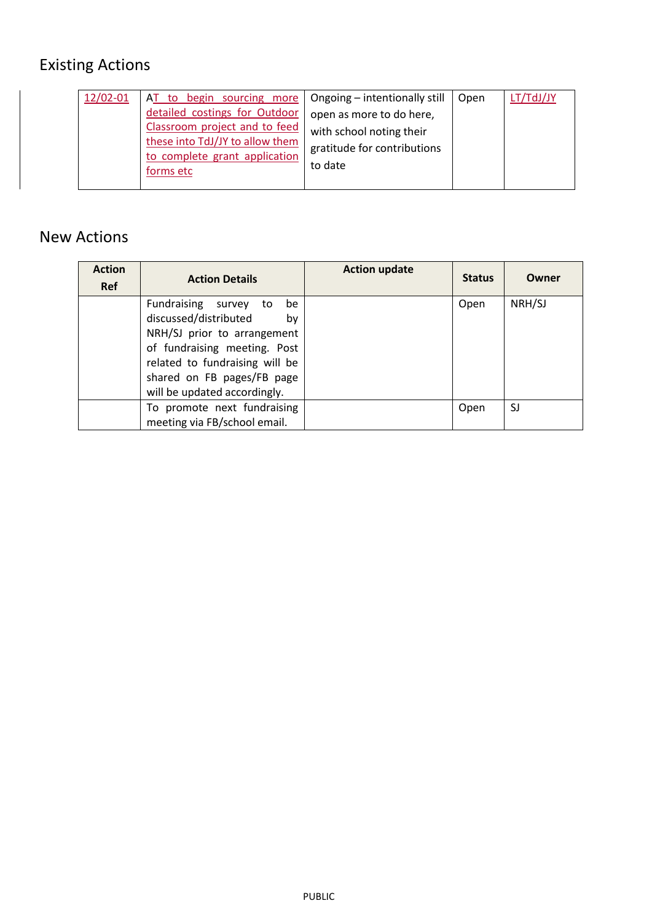## Existing Actions

| | | | | |
|---|---|---|---|---|
| 12/02-01 | AT to begin sourcing more detailed costings for Outdoor Classroom project and to feed these into TdJ/JY to allow them to complete grant application forms etc | Ongoing – intentionally still open as more to do here, with school noting their gratitude for contributions to date | Open | LT/TdJ/JY |

## New Actions

| Action Ref | Action Details | Action update | Status | Owner |
|---|---|---|---|---|
| | Fundraising survey to be discussed/distributed by NRH/SJ prior to arrangement of fundraising meeting. Post related to fundraising will be shared on FB pages/FB page will be updated accordingly. | | Open | NRH/SJ |
| | To promote next fundraising meeting via FB/school email. | | Open | SJ |

PUBLIC